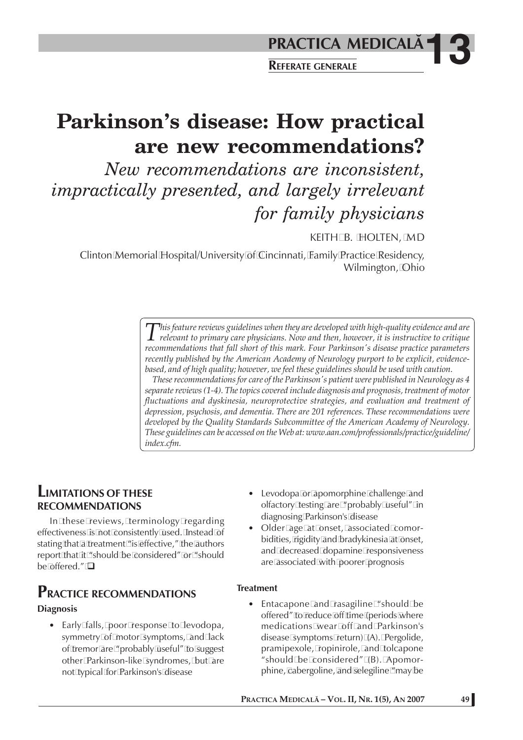# Parkinson's disease: How practical are new recommendations?

*New recommendations are inconsistent, impractically presented, and largely irrelevant for family physicians*

KEITH B. HOLTEN, MD

Clinton Memorial Hospital/University of Cincinnati, Family Practice Residency, Wilmington, Ohio

*This feature reviews guidelines when they are developed with high-quality evidence and are relevant to primary care physicians. Now and then, however, it is instructive to critique recommendations that fall short of this mark. Four Parkinson's disease practice parameters recently published by the American Academy of Neurology purport to be explicit, evidence-based, and of high quality; however, we feel these guidelines should be used with caution.*

*These recommendations for care of the Parkinson's patient were published in Neurology as 4 separate reviews (1-4). The topics covered include diagnosis and prognosis, treatment of motor fluctuations and dyskinesia, neuroprotective strategies, and evaluation and treatment of depression, psychosis, and dementia. There are 201 references. These recommendations were developed by the Quality Standards Subcommittee of the American Academy of Neurology. These guidelines can be accessed on the Web at: www.aan.com/professionals/practice/guideline/index.cfm.*

## LIMITATIONS OF THESE RECOMMENDATIONS

In these reviews, terminology regarding effectiveness is not consistently used. Instead of stating that a treatment "is effective," the authors report that it "should be considered" or "should be offered." ❑

## PRACTICE RECOMMENDATIONS

### Diagnosis

- Early falls, poor response to levodopa, symmetry of motor symptoms, and lack of tremor are "probably useful" to suggest other Parkinson-like syndromes, but are not typical for Parkinson's disease
- Levodopa or apomorphine challenge and olfactory testing are "probably useful" in diagnosing Parkinson's disease
- Older age at onset, associated comorbidities, rigidity and bradykinesia at onset, and decreased dopamine responsiveness are associated with poorer prognosis

### Treatment

- Entacapone and rasagiline "should be offered" to reduce off time (periods where medications wear off and Parkinson's disease symptoms return) (A). Pergolide, pramipexole, ropinirole, and tolcapone "should be considered" (B). Apomorphine, cabergoline, and selegiline "may be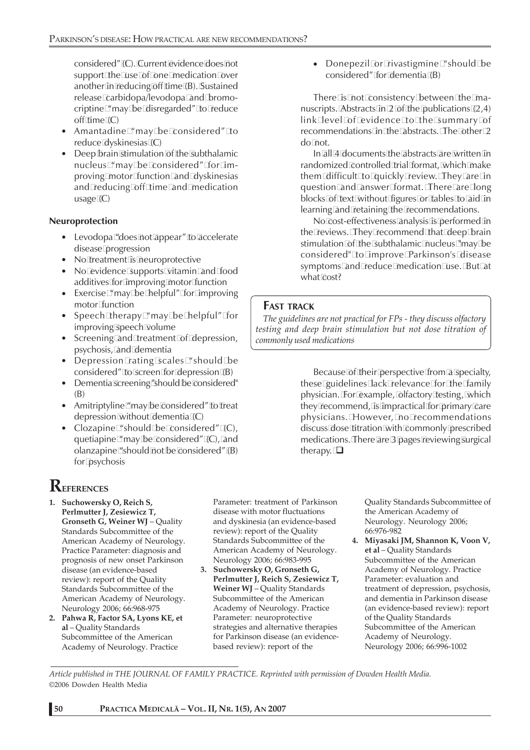considered" (C). Current evidence does not support the use of one medication over another in reducing off time (B). Sustained release carbidopa/levodopa and bromocriptine "may be disregarded" to reduce off time (C)

- Amantadine "may be considered" to reduce dyskinesias (C)
- Deep brain stimulation of the subthalamic nucleus "may be considered" for improving motor function and dyskinesias and reducing off time and medication usage (C)

**Neuroprotection**

- Levodopa "does not appear" to accelerate disease progression
- No treatment is neuroprotective
- No evidence supports vitamin and food additives for improving motor function
- Exercise "may be helpful" for improving motor function
- Speech therapy "may be helpful" for improving speech volume
- Screening and treatment of depression, psychosis, and dementia
- Depression rating scales "should be considered" to screen for depression (B)
- Dementia screening "should be considered" (B)
- Amitriptyline "may be considered" to treat depression without dementia (C)
- Clozapine "should be considered" (C), quetiapine "may be considered" (C), and olanzapine "should not be considered" (B) for psychosis
- Donepezil or rivastigmine "should be considered" for dementia (B)

There is not consistency between the manuscripts. Abstracts in 2 of the publications (2,4) link level of evidence to the summary of recommendations in the abstracts. The other 2 do not.

In all 4 documents the abstracts are written in randomized controlled trial format, which make them difficult to quickly review. They are in question and answer format. There are long blocks of text without figures or tables to aid in learning and retaining the recommendations.

No cost-effectiveness analysis is performed in the reviews. They recommend that deep brain stimulation of the subthalamic nucleus "may be considered" to improve Parkinson's disease symptoms and reduce medication use. But at what cost?

**FAST TRACK**

*The guidelines are not practical for FPs - they discuss olfactory testing and deep brain stimulation but not dose titration of commonly used medications*

Because of their perspective from a specialty, these guidelines lack relevance for the family physician. For example, olfactory testing, which they recommend, is impractical for primary care physicians. However, no recommendations discuss dose titration with commonly prescribed medications. There are 3 pages reviewing surgical therapy. ❑

# REFERENCES

1. **Suchowersky O, Reich S, Perlmutter J, Zesiewicz T, Gronseth G, Weiner WJ** – Quality Standards Subcommittee of the American Academy of Neurology. Practice Parameter: diagnosis and prognosis of new onset Parkinson disease (an evidence-based review): report of the Quality Standards Subcommittee of the American Academy of Neurology. Neurology 2006; 66:968-975
2. **Pahwa R, Factor SA, Lyons KE, et al** – Quality Standards Subcommittee of the American Academy of Neurology. Practice Parameter: treatment of Parkinson disease with motor fluctuations and dyskinesia (an evidence-based review): report of the Quality Standards Subcommittee of the American Academy of Neurology. Neurology 2006; 66:983-995
3. **Suchowersky O, Gronseth G, Perlmutter J, Reich S, Zesiewicz T, Weiner WJ** – Quality Standards Subcommittee of the American Academy of Neurology. Practice Parameter: neuroprotective strategies and alternative therapies for Parkinson disease (an evidence-based review): report of the Quality Standards Subcommittee of the American Academy of Neurology. Neurology 2006; 66:976-982
4. **Miyasaki JM, Shannon K, Voon V, et al** – Quality Standards Subcommittee of the American Academy of Neurology. Practice Parameter: evaluation and treatment of depression, psychosis, and dementia in Parkinson disease (an evidence-based review): report of the Quality Standards Subcommittee of the American Academy of Neurology. Neurology 2006; 66:996-1002

*Article published in THE JOURNAL OF FAMILY PRACTICE. Reprinted with permission of Dowden Health Media.*
©2006 Dowden Health Media